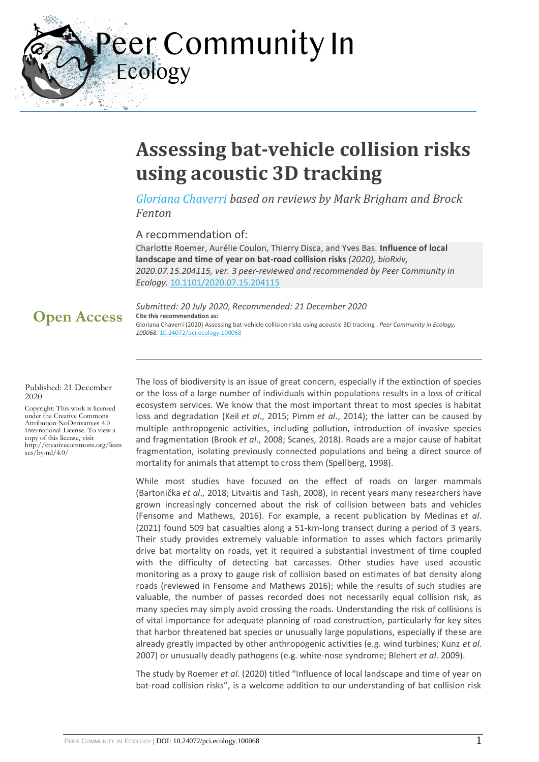# Assessing bat-vehicle collision risks using acoustic 3D tracking

*Gloriana Chaverri based on reviews by Mark Brigham and Brock Fenton*

A recommendation of:

Charlotte Roemer, Aurélie Coulon, Thierry Disca, and Yves Bas. **Influence of local landscape and time of year on bat-road collision risks** *(2020), bioRxiv, 2020.07.15.204115, ver. 3 peer-reviewed and recommended by Peer Community in Ecology.* 10.1101/2020.07.15.204115

**Open Access**

*Submitted: 20 July 2020, Recommended: 21 December 2020*

**Cite this recommendation as:**
Gloriana Chaverri (2020) Assessing bat-vehicle collision risks using acoustic 3D tracking . *Peer Community in Ecology, 100068.* 10.24072/pci.ecology.100068

Published: 21 December 2020

Copyright: This work is licensed under the Creative Commons Attribution-NoDerivatives 4.0 International License. To view a copy of this license, visit http://creativecommons.org/licenses/by-nd/4.0/

The loss of biodiversity is an issue of great concern, especially if the extinction of species or the loss of a large number of individuals within populations results in a loss of critical ecosystem services. We know that the most important threat to most species is habitat loss and degradation (Keil *et al.*, 2015; Pimm *et al.*, 2014); the latter can be caused by multiple anthropogenic activities, including pollution, introduction of invasive species and fragmentation (Brook *et al*., 2008; Scanes, 2018). Roads are a major cause of habitat fragmentation, isolating previously connected populations and being a direct source of mortality for animals that attempt to cross them (Spellberg, 1998).

While most studies have focused on the effect of roads on larger mammals (Bartonička *et al*., 2018; Litvaitis and Tash, 2008), in recent years many researchers have grown increasingly concerned about the risk of collision between bats and vehicles (Fensome and Mathews, 2016). For example, a recent publication by Medinas *et al*. (2021) found 509 bat casualties along a 51-km-long transect during a period of 3 years. Their study provides extremely valuable information to asses which factors primarily drive bat mortality on roads, yet it required a substantial investment of time coupled with the difficulty of detecting bat carcasses. Other studies have used acoustic monitoring as a proxy to gauge risk of collision based on estimates of bat density along roads (reviewed in Fensome and Mathews 2016); while the results of such studies are valuable, the number of passes recorded does not necessarily equal collision risk, as many species may simply avoid crossing the roads. Understanding the risk of collisions is of vital importance for adequate planning of road construction, particularly for key sites that harbor threatened bat species or unusually large populations, especially if these are already greatly impacted by other anthropogenic activities (e.g. wind turbines; Kunz *et al*. 2007) or unusually deadly pathogens (e.g. white-nose syndrome; Blehert *et al*. 2009).

The study by Roemer *et al*. (2020) titled "Influence of local landscape and time of year on bat-road collision risks", is a welcome addition to our understanding of bat collision risk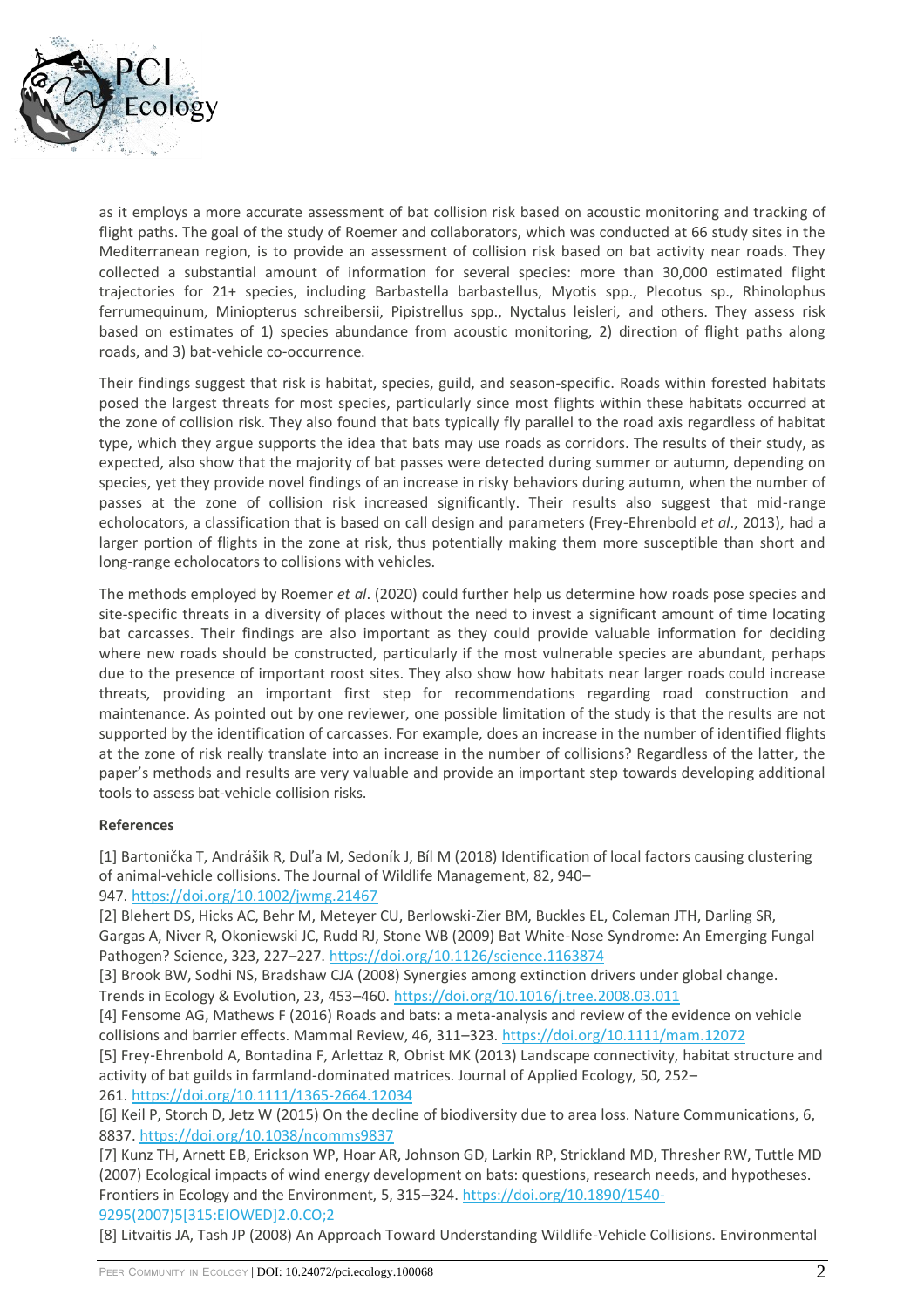as it employs a more accurate assessment of bat collision risk based on acoustic monitoring and tracking of flight paths. The goal of the study of Roemer and collaborators, which was conducted at 66 study sites in the Mediterranean region, is to provide an assessment of collision risk based on bat activity near roads. They collected a substantial amount of information for several species: more than 30,000 estimated flight trajectories for 21+ species, including Barbastella barbastellus, Myotis spp., Plecotus sp., Rhinolophus ferrumequinum, Miniopterus schreibersii, Pipistrellus spp., Nyctalus leisleri, and others. They assess risk based on estimates of 1) species abundance from acoustic monitoring, 2) direction of flight paths along roads, and 3) bat-vehicle co-occurrence.

Their findings suggest that risk is habitat, species, guild, and season-specific. Roads within forested habitats posed the largest threats for most species, particularly since most flights within these habitats occurred at the zone of collision risk. They also found that bats typically fly parallel to the road axis regardless of habitat type, which they argue supports the idea that bats may use roads as corridors. The results of their study, as expected, also show that the majority of bat passes were detected during summer or autumn, depending on species, yet they provide novel findings of an increase in risky behaviors during autumn, when the number of passes at the zone of collision risk increased significantly. Their results also suggest that mid-range echolocators, a classification that is based on call design and parameters (Frey-Ehrenbold *et al*., 2013), had a larger portion of flights in the zone at risk, thus potentially making them more susceptible than short and long-range echolocators to collisions with vehicles.

The methods employed by Roemer *et al*. (2020) could further help us determine how roads pose species and site-specific threats in a diversity of places without the need to invest a significant amount of time locating bat carcasses. Their findings are also important as they could provide valuable information for deciding where new roads should be constructed, particularly if the most vulnerable species are abundant, perhaps due to the presence of important roost sites. They also show how habitats near larger roads could increase threats, providing an important first step for recommendations regarding road construction and maintenance. As pointed out by one reviewer, one possible limitation of the study is that the results are not supported by the identification of carcasses. For example, does an increase in the number of identified flights at the zone of risk really translate into an increase in the number of collisions? Regardless of the latter, the paper's methods and results are very valuable and provide an important step towards developing additional tools to assess bat-vehicle collision risks.

**References**

[1] Bartonička T, Andrášik R, Duľa M, Sedoník J, Bíl M (2018) Identification of local factors causing clustering of animal-vehicle collisions. The Journal of Wildlife Management, 82, 940–947. https://doi.org/10.1002/jwmg.21467

[2] Blehert DS, Hicks AC, Behr M, Meteyer CU, Berlowski-Zier BM, Buckles EL, Coleman JTH, Darling SR, Gargas A, Niver R, Okoniewski JC, Rudd RJ, Stone WB (2009) Bat White-Nose Syndrome: An Emerging Fungal Pathogen? Science, 323, 227–227. https://doi.org/10.1126/science.1163874

[3] Brook BW, Sodhi NS, Bradshaw CJA (2008) Synergies among extinction drivers under global change. Trends in Ecology & Evolution, 23, 453–460. https://doi.org/10.1016/j.tree.2008.03.011

[4] Fensome AG, Mathews F (2016) Roads and bats: a meta-analysis and review of the evidence on vehicle collisions and barrier effects. Mammal Review, 46, 311–323. https://doi.org/10.1111/mam.12072

[5] Frey-Ehrenbold A, Bontadina F, Arlettaz R, Obrist MK (2013) Landscape connectivity, habitat structure and activity of bat guilds in farmland-dominated matrices. Journal of Applied Ecology, 50, 252–261. https://doi.org/10.1111/1365-2664.12034

[6] Keil P, Storch D, Jetz W (2015) On the decline of biodiversity due to area loss. Nature Communications, 6, 8837. https://doi.org/10.1038/ncomms9837

[7] Kunz TH, Arnett EB, Erickson WP, Hoar AR, Johnson GD, Larkin RP, Strickland MD, Thresher RW, Tuttle MD (2007) Ecological impacts of wind energy development on bats: questions, research needs, and hypotheses. Frontiers in Ecology and the Environment, 5, 315–324. https://doi.org/10.1890/1540-9295(2007)5[315:EIOWED]2.0.CO;2

[8] Litvaitis JA, Tash JP (2008) An Approach Toward Understanding Wildlife-Vehicle Collisions. Environmental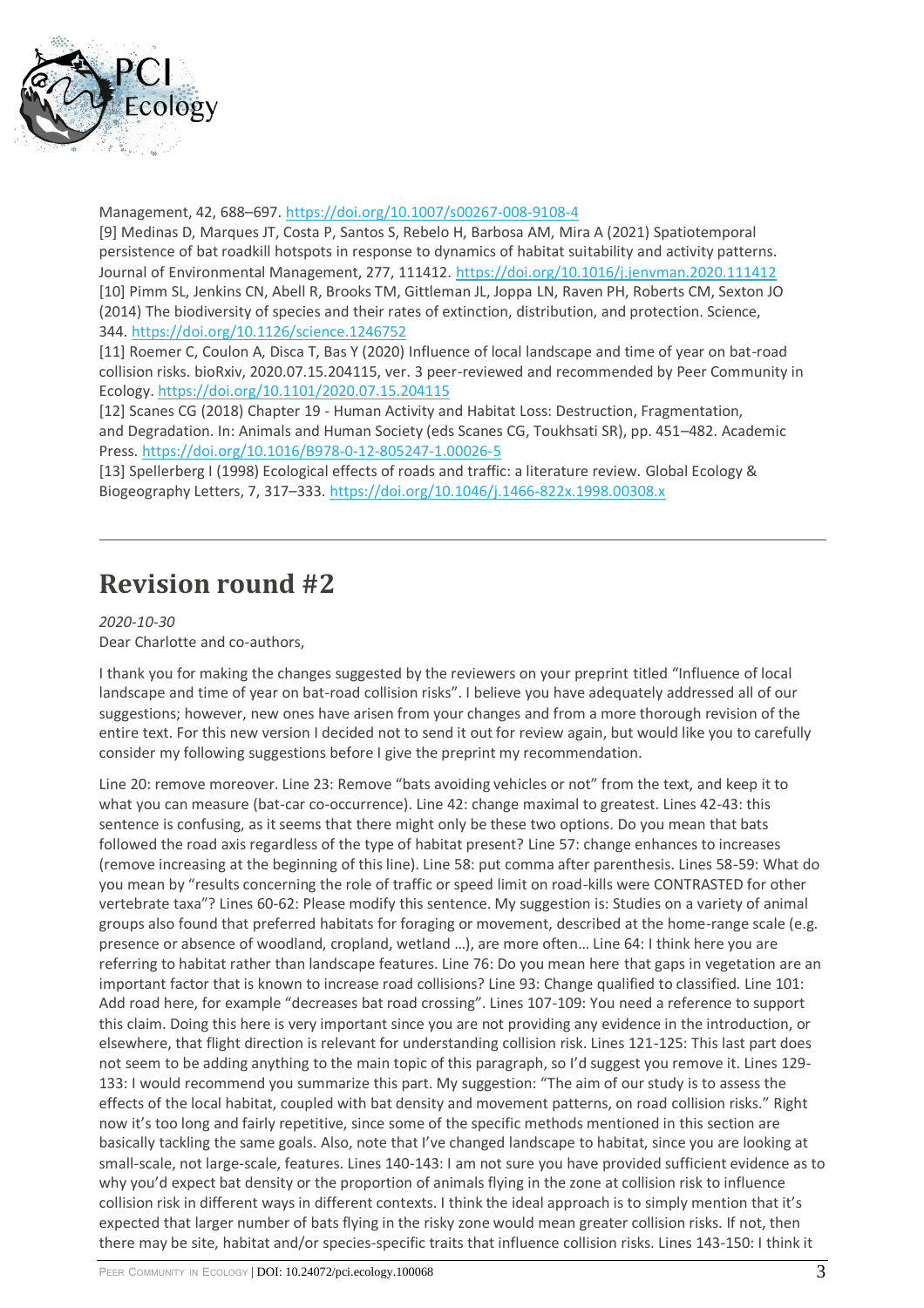Management, 42, 688–697. https://doi.org/10.1007/s00267-008-9108-4

[9] Medinas D, Marques JT, Costa P, Santos S, Rebelo H, Barbosa AM, Mira A (2021) Spatiotemporal persistence of bat roadkill hotspots in response to dynamics of habitat suitability and activity patterns. Journal of Environmental Management, 277, 111412. https://doi.org/10.1016/j.jenvman.2020.111412

[10] Pimm SL, Jenkins CN, Abell R, Brooks TM, Gittleman JL, Joppa LN, Raven PH, Roberts CM, Sexton JO (2014) The biodiversity of species and their rates of extinction, distribution, and protection. Science, 344. https://doi.org/10.1126/science.1246752

[11] Roemer C, Coulon A, Disca T, Bas Y (2020) Influence of local landscape and time of year on bat-road collision risks. bioRxiv, 2020.07.15.204115, ver. 3 peer-reviewed and recommended by Peer Community in Ecology. https://doi.org/10.1101/2020.07.15.204115

[12] Scanes CG (2018) Chapter 19 - Human Activity and Habitat Loss: Destruction, Fragmentation, and Degradation. In: Animals and Human Society (eds Scanes CG, Toukhsati SR), pp. 451–482. Academic Press. https://doi.org/10.1016/B978-0-12-805247-1.00026-5

[13] Spellerberg I (1998) Ecological effects of roads and traffic: a literature review. Global Ecology & Biogeography Letters, 7, 317–333. https://doi.org/10.1046/j.1466-822x.1998.00308.x

---

# Revision round #2

*2020-10-30*

Dear Charlotte and co-authors,

I thank you for making the changes suggested by the reviewers on your preprint titled "Influence of local landscape and time of year on bat-road collision risks". I believe you have adequately addressed all of our suggestions; however, new ones have arisen from your changes and from a more thorough revision of the entire text. For this new version I decided not to send it out for review again, but would like you to carefully consider my following suggestions before I give the preprint my recommendation.

Line 20: remove moreover. Line 23: Remove "bats avoiding vehicles or not" from the text, and keep it to what you can measure (bat-car co-occurrence). Line 42: change maximal to greatest. Lines 42-43: this sentence is confusing, as it seems that there might only be these two options. Do you mean that bats followed the road axis regardless of the type of habitat present? Line 57: change enhances to increases (remove increasing at the beginning of this line). Line 58: put comma after parenthesis. Lines 58-59: What do you mean by "results concerning the role of traffic or speed limit on road-kills were CONTRASTED for other vertebrate taxa"? Lines 60-62: Please modify this sentence. My suggestion is: Studies on a variety of animal groups also found that preferred habitats for foraging or movement, described at the home-range scale (e.g. presence or absence of woodland, cropland, wetland …), are more often… Line 64: I think here you are referring to habitat rather than landscape features. Line 76: Do you mean here that gaps in vegetation are an important factor that is known to increase road collisions? Line 93: Change qualified to classified. Line 101: Add road here, for example "decreases bat road crossing". Lines 107-109: You need a reference to support this claim. Doing this here is very important since you are not providing any evidence in the introduction, or elsewhere, that flight direction is relevant for understanding collision risk. Lines 121-125: This last part does not seem to be adding anything to the main topic of this paragraph, so I'd suggest you remove it. Lines 129-133: I would recommend you summarize this part. My suggestion: "The aim of our study is to assess the effects of the local habitat, coupled with bat density and movement patterns, on road collision risks." Right now it's too long and fairly repetitive, since some of the specific methods mentioned in this section are basically tackling the same goals. Also, note that I've changed landscape to habitat, since you are looking at small-scale, not large-scale, features. Lines 140-143: I am not sure you have provided sufficient evidence as to why you'd expect bat density or the proportion of animals flying in the zone at collision risk to influence collision risk in different ways in different contexts. I think the ideal approach is to simply mention that it's expected that larger number of bats flying in the risky zone would mean greater collision risks. If not, then there may be site, habitat and/or species-specific traits that influence collision risks. Lines 143-150: I think it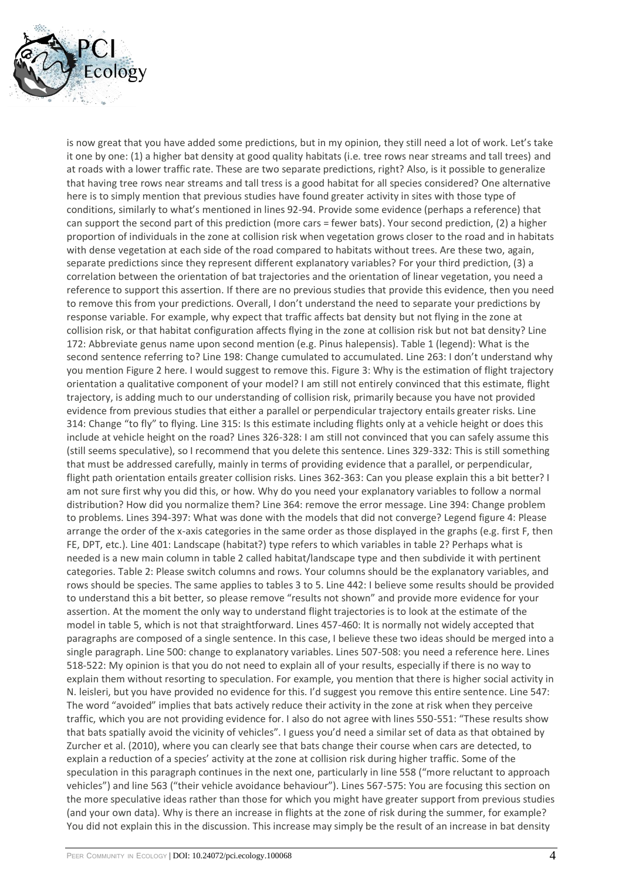is now great that you have added some predictions, but in my opinion, they still need a lot of work. Let's take it one by one: (1) a higher bat density at good quality habitats (i.e. tree rows near streams and tall trees) and at roads with a lower traffic rate. These are two separate predictions, right? Also, is it possible to generalize that having tree rows near streams and tall tress is a good habitat for all species considered? One alternative here is to simply mention that previous studies have found greater activity in sites with those type of conditions, similarly to what's mentioned in lines 92-94. Provide some evidence (perhaps a reference) that can support the second part of this prediction (more cars = fewer bats). Your second prediction, (2) a higher proportion of individuals in the zone at collision risk when vegetation grows closer to the road and in habitats with dense vegetation at each side of the road compared to habitats without trees. Are these two, again, separate predictions since they represent different explanatory variables? For your third prediction, (3) a correlation between the orientation of bat trajectories and the orientation of linear vegetation, you need a reference to support this assertion. If there are no previous studies that provide this evidence, then you need to remove this from your predictions. Overall, I don't understand the need to separate your predictions by response variable. For example, why expect that traffic affects bat density but not flying in the zone at collision risk, or that habitat configuration affects flying in the zone at collision risk but not bat density? Line 172: Abbreviate genus name upon second mention (e.g. Pinus halepensis). Table 1 (legend): What is the second sentence referring to? Line 198: Change cumulated to accumulated. Line 263: I don't understand why you mention Figure 2 here. I would suggest to remove this. Figure 3: Why is the estimation of flight trajectory orientation a qualitative component of your model? I am still not entirely convinced that this estimate, flight trajectory, is adding much to our understanding of collision risk, primarily because you have not provided evidence from previous studies that either a parallel or perpendicular trajectory entails greater risks. Line 314: Change "to fly" to flying. Line 315: Is this estimate including flights only at a vehicle height or does this include at vehicle height on the road? Lines 326-328: I am still not convinced that you can safely assume this (still seems speculative), so I recommend that you delete this sentence. Lines 329-332: This is still something that must be addressed carefully, mainly in terms of providing evidence that a parallel, or perpendicular, flight path orientation entails greater collision risks. Lines 362-363: Can you please explain this a bit better? I am not sure first why you did this, or how. Why do you need your explanatory variables to follow a normal distribution? How did you normalize them? Line 364: remove the error message. Line 394: Change problem to problems. Lines 394-397: What was done with the models that did not converge? Legend figure 4: Please arrange the order of the x-axis categories in the same order as those displayed in the graphs (e.g. first F, then FE, DPT, etc.). Line 401: Landscape (habitat?) type refers to which variables in table 2? Perhaps what is needed is a new main column in table 2 called habitat/landscape type and then subdivide it with pertinent categories. Table 2: Please switch columns and rows. Your columns should be the explanatory variables, and rows should be species. The same applies to tables 3 to 5. Line 442: I believe some results should be provided to understand this a bit better, so please remove "results not shown" and provide more evidence for your assertion. At the moment the only way to understand flight trajectories is to look at the estimate of the model in table 5, which is not that straightforward. Lines 457-460: It is normally not widely accepted that paragraphs are composed of a single sentence. In this case, I believe these two ideas should be merged into a single paragraph. Line 500: change to explanatory variables. Lines 507-508: you need a reference here. Lines 518-522: My opinion is that you do not need to explain all of your results, especially if there is no way to explain them without resorting to speculation. For example, you mention that there is higher social activity in N. leisleri, but you have provided no evidence for this. I'd suggest you remove this entire sentence. Line 547: The word "avoided" implies that bats actively reduce their activity in the zone at risk when they perceive traffic, which you are not providing evidence for. I also do not agree with lines 550-551: "These results show that bats spatially avoid the vicinity of vehicles". I guess you'd need a similar set of data as that obtained by Zurcher et al. (2010), where you can clearly see that bats change their course when cars are detected, to explain a reduction of a species' activity at the zone at collision risk during higher traffic. Some of the speculation in this paragraph continues in the next one, particularly in line 558 ("more reluctant to approach vehicles") and line 563 ("their vehicle avoidance behaviour"). Lines 567-575: You are focusing this section on the more speculative ideas rather than those for which you might have greater support from previous studies (and your own data). Why is there an increase in flights at the zone of risk during the summer, for example? You did not explain this in the discussion. This increase may simply be the result of an increase in bat density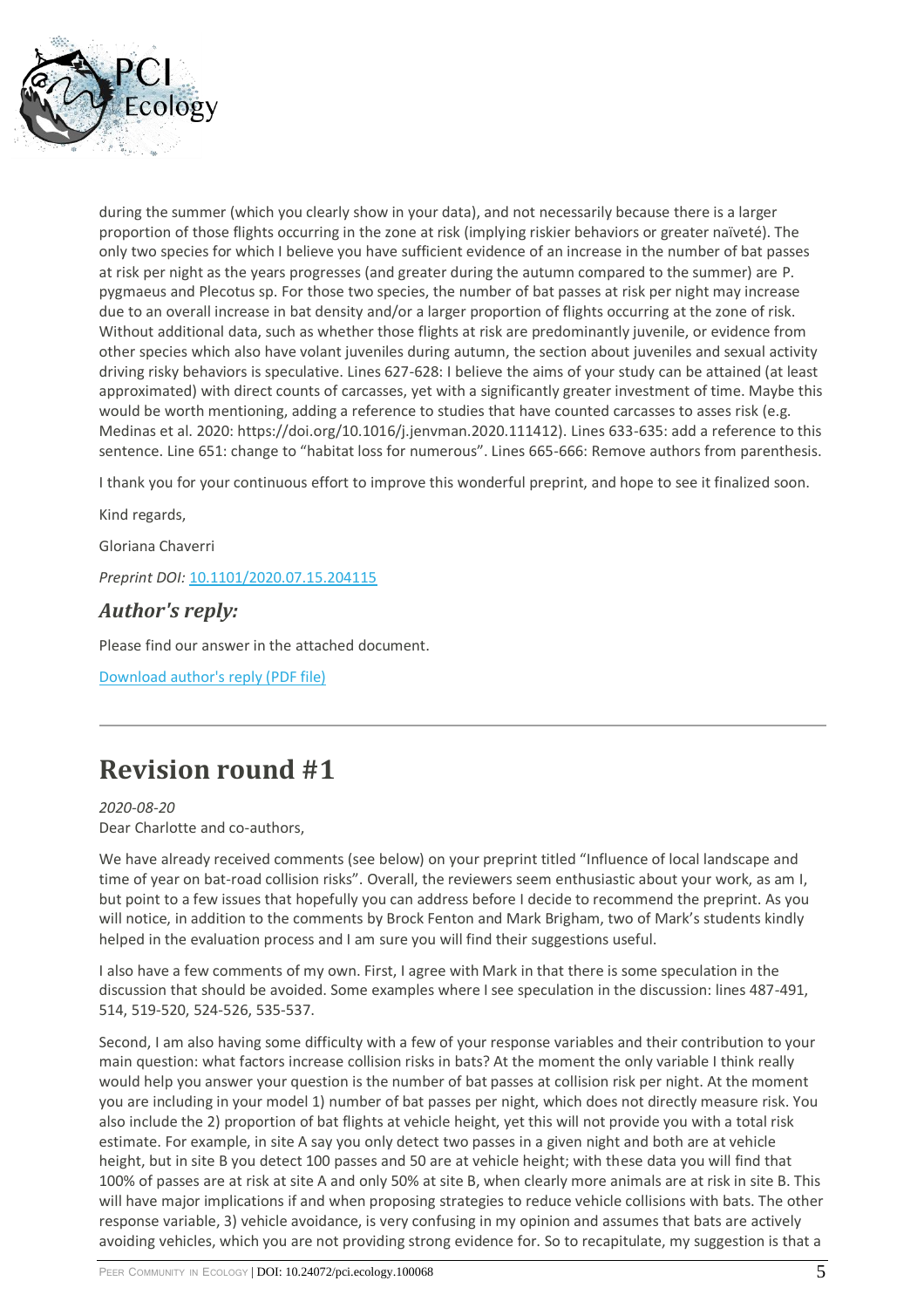during the summer (which you clearly show in your data), and not necessarily because there is a larger proportion of those flights occurring in the zone at risk (implying riskier behaviors or greater naïveté). The only two species for which I believe you have sufficient evidence of an increase in the number of bat passes at risk per night as the years progresses (and greater during the autumn compared to the summer) are P. pygmaeus and Plecotus sp. For those two species, the number of bat passes at risk per night may increase due to an overall increase in bat density and/or a larger proportion of flights occurring at the zone of risk. Without additional data, such as whether those flights at risk are predominantly juvenile, or evidence from other species which also have volant juveniles during autumn, the section about juveniles and sexual activity driving risky behaviors is speculative. Lines 627-628: I believe the aims of your study can be attained (at least approximated) with direct counts of carcasses, yet with a significantly greater investment of time. Maybe this would be worth mentioning, adding a reference to studies that have counted carcasses to asses risk (e.g. Medinas et al. 2020: https://doi.org/10.1016/j.jenvman.2020.111412). Lines 633-635: add a reference to this sentence. Line 651: change to "habitat loss for numerous". Lines 665-666: Remove authors from parenthesis.

I thank you for your continuous effort to improve this wonderful preprint, and hope to see it finalized soon.

Kind regards,

Gloriana Chaverri

*Preprint DOI:* 10.1101/2020.07.15.204115

### *Author's reply:*

Please find our answer in the attached document.

Download author's reply (PDF file)

---

# Revision round #1

*2020-08-20*

Dear Charlotte and co-authors,

We have already received comments (see below) on your preprint titled "Influence of local landscape and time of year on bat-road collision risks". Overall, the reviewers seem enthusiastic about your work, as am I, but point to a few issues that hopefully you can address before I decide to recommend the preprint. As you will notice, in addition to the comments by Brock Fenton and Mark Brigham, two of Mark's students kindly helped in the evaluation process and I am sure you will find their suggestions useful.

I also have a few comments of my own. First, I agree with Mark in that there is some speculation in the discussion that should be avoided. Some examples where I see speculation in the discussion: lines 487-491, 514, 519-520, 524-526, 535-537.

Second, I am also having some difficulty with a few of your response variables and their contribution to your main question: what factors increase collision risks in bats? At the moment the only variable I think really would help you answer your question is the number of bat passes at collision risk per night. At the moment you are including in your model 1) number of bat passes per night, which does not directly measure risk. You also include the 2) proportion of bat flights at vehicle height, yet this will not provide you with a total risk estimate. For example, in site A say you only detect two passes in a given night and both are at vehicle height, but in site B you detect 100 passes and 50 are at vehicle height; with these data you will find that 100% of passes are at risk at site A and only 50% at site B, when clearly more animals are at risk in site B. This will have major implications if and when proposing strategies to reduce vehicle collisions with bats. The other response variable, 3) vehicle avoidance, is very confusing in my opinion and assumes that bats are actively avoiding vehicles, which you are not providing strong evidence for. So to recapitulate, my suggestion is that a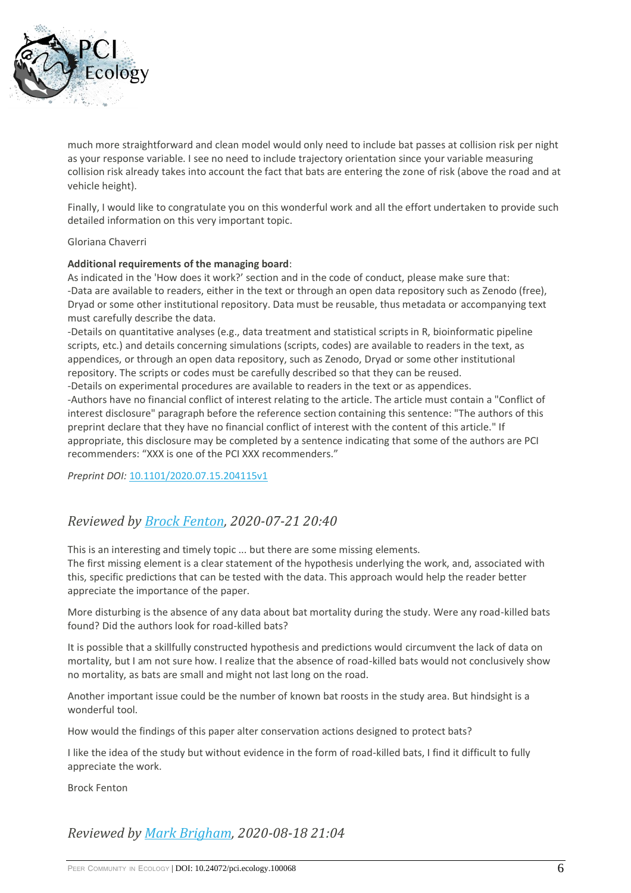much more straightforward and clean model would only need to include bat passes at collision risk per night as your response variable. I see no need to include trajectory orientation since your variable measuring collision risk already takes into account the fact that bats are entering the zone of risk (above the road and at vehicle height).

Finally, I would like to congratulate you on this wonderful work and all the effort undertaken to provide such detailed information on this very important topic.

Gloriana Chaverri

**Additional requirements of the managing board**:
As indicated in the 'How does it work?' section and in the code of conduct, please make sure that:
-Data are available to readers, either in the text or through an open data repository such as Zenodo (free), Dryad or some other institutional repository. Data must be reusable, thus metadata or accompanying text must carefully describe the data.
-Details on quantitative analyses (e.g., data treatment and statistical scripts in R, bioinformatic pipeline scripts, etc.) and details concerning simulations (scripts, codes) are available to readers in the text, as appendices, or through an open data repository, such as Zenodo, Dryad or some other institutional repository. The scripts or codes must be carefully described so that they can be reused.
-Details on experimental procedures are available to readers in the text or as appendices.
-Authors have no financial conflict of interest relating to the article. The article must contain a "Conflict of interest disclosure" paragraph before the reference section containing this sentence: "The authors of this preprint declare that they have no financial conflict of interest with the content of this article." If appropriate, this disclosure may be completed by a sentence indicating that some of the authors are PCI recommenders: "XXX is one of the PCI XXX recommenders."

*Preprint DOI:* 10.1101/2020.07.15.204115v1

## *Reviewed by Brock Fenton, 2020-07-21 20:40*

This is an interesting and timely topic ... but there are some missing elements.
The first missing element is a clear statement of the hypothesis underlying the work, and, associated with this, specific predictions that can be tested with the data. This approach would help the reader better appreciate the importance of the paper.

More disturbing is the absence of any data about bat mortality during the study. Were any road-killed bats found? Did the authors look for road-killed bats?

It is possible that a skillfully constructed hypothesis and predictions would circumvent the lack of data on mortality, but I am not sure how. I realize that the absence of road-killed bats would not conclusively show no mortality, as bats are small and might not last long on the road.

Another important issue could be the number of known bat roosts in the study area. But hindsight is a wonderful tool.

How would the findings of this paper alter conservation actions designed to protect bats?

I like the idea of the study but without evidence in the form of road-killed bats, I find it difficult to fully appreciate the work.

Brock Fenton

## *Reviewed by Mark Brigham, 2020-08-18 21:04*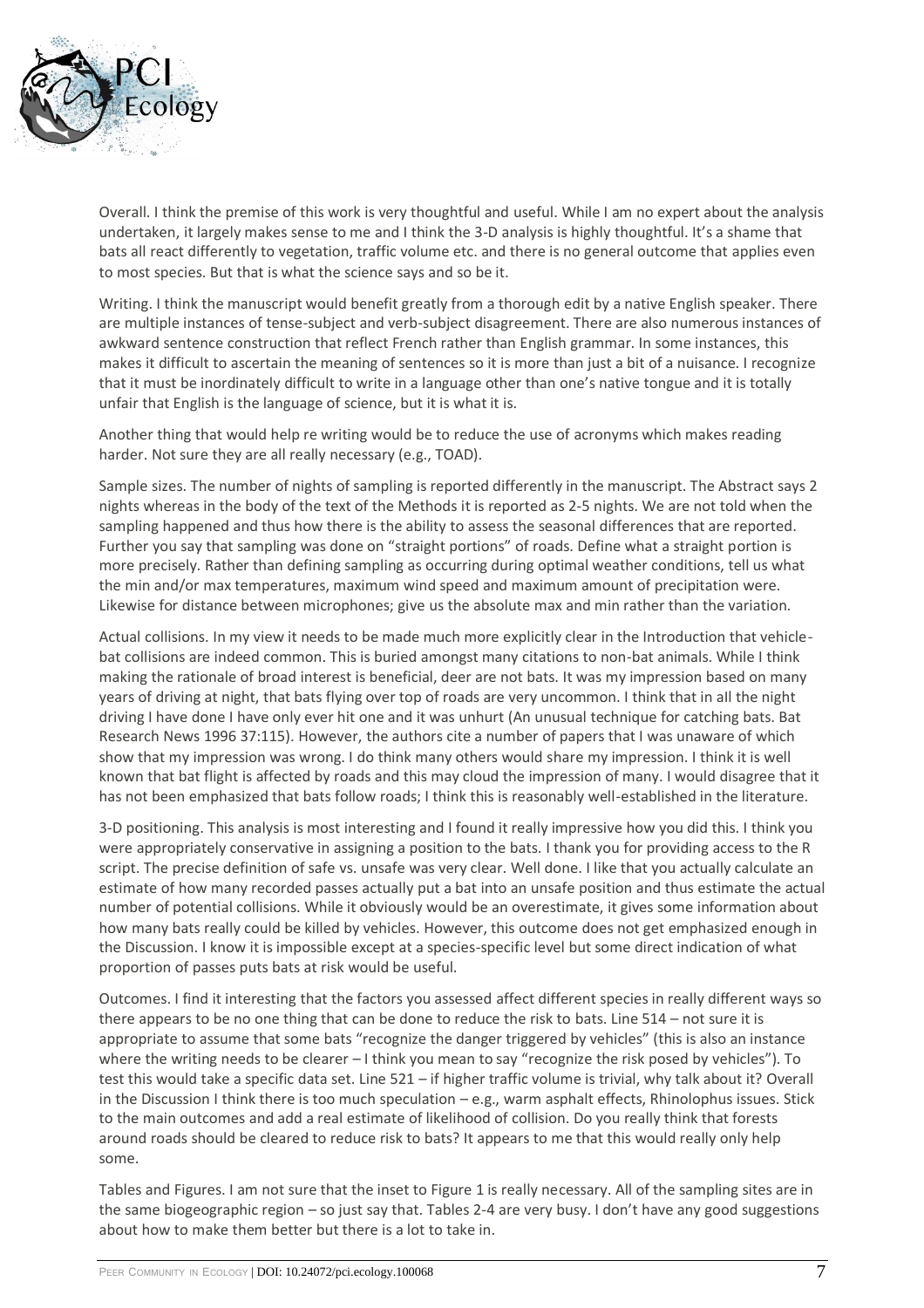Overall. I think the premise of this work is very thoughtful and useful. While I am no expert about the analysis undertaken, it largely makes sense to me and I think the 3-D analysis is highly thoughtful. It's a shame that bats all react differently to vegetation, traffic volume etc. and there is no general outcome that applies even to most species. But that is what the science says and so be it.

Writing. I think the manuscript would benefit greatly from a thorough edit by a native English speaker. There are multiple instances of tense-subject and verb-subject disagreement. There are also numerous instances of awkward sentence construction that reflect French rather than English grammar. In some instances, this makes it difficult to ascertain the meaning of sentences so it is more than just a bit of a nuisance. I recognize that it must be inordinately difficult to write in a language other than one's native tongue and it is totally unfair that English is the language of science, but it is what it is.

Another thing that would help re writing would be to reduce the use of acronyms which makes reading harder. Not sure they are all really necessary (e.g., TOAD).

Sample sizes. The number of nights of sampling is reported differently in the manuscript. The Abstract says 2 nights whereas in the body of the text of the Methods it is reported as 2-5 nights. We are not told when the sampling happened and thus how there is the ability to assess the seasonal differences that are reported. Further you say that sampling was done on "straight portions" of roads. Define what a straight portion is more precisely. Rather than defining sampling as occurring during optimal weather conditions, tell us what the min and/or max temperatures, maximum wind speed and maximum amount of precipitation were. Likewise for distance between microphones; give us the absolute max and min rather than the variation.

Actual collisions. In my view it needs to be made much more explicitly clear in the Introduction that vehicle-bat collisions are indeed common. This is buried amongst many citations to non-bat animals. While I think making the rationale of broad interest is beneficial, deer are not bats. It was my impression based on many years of driving at night, that bats flying over top of roads are very uncommon. I think that in all the night driving I have done I have only ever hit one and it was unhurt (An unusual technique for catching bats. Bat Research News 1996 37:115). However, the authors cite a number of papers that I was unaware of which show that my impression was wrong. I do think many others would share my impression. I think it is well known that bat flight is affected by roads and this may cloud the impression of many. I would disagree that it has not been emphasized that bats follow roads; I think this is reasonably well-established in the literature.

3-D positioning. This analysis is most interesting and I found it really impressive how you did this. I think you were appropriately conservative in assigning a position to the bats. I thank you for providing access to the R script. The precise definition of safe vs. unsafe was very clear. Well done. I like that you actually calculate an estimate of how many recorded passes actually put a bat into an unsafe position and thus estimate the actual number of potential collisions. While it obviously would be an overestimate, it gives some information about how many bats really could be killed by vehicles. However, this outcome does not get emphasized enough in the Discussion. I know it is impossible except at a species-specific level but some direct indication of what proportion of passes puts bats at risk would be useful.

Outcomes. I find it interesting that the factors you assessed affect different species in really different ways so there appears to be no one thing that can be done to reduce the risk to bats. Line 514 – not sure it is appropriate to assume that some bats "recognize the danger triggered by vehicles" (this is also an instance where the writing needs to be clearer – I think you mean to say "recognize the risk posed by vehicles"). To test this would take a specific data set. Line 521 – if higher traffic volume is trivial, why talk about it? Overall in the Discussion I think there is too much speculation – e.g., warm asphalt effects, Rhinolophus issues. Stick to the main outcomes and add a real estimate of likelihood of collision. Do you really think that forests around roads should be cleared to reduce risk to bats? It appears to me that this would really only help some.

Tables and Figures. I am not sure that the inset to Figure 1 is really necessary. All of the sampling sites are in the same biogeographic region – so just say that. Tables 2-4 are very busy. I don't have any good suggestions about how to make them better but there is a lot to take in.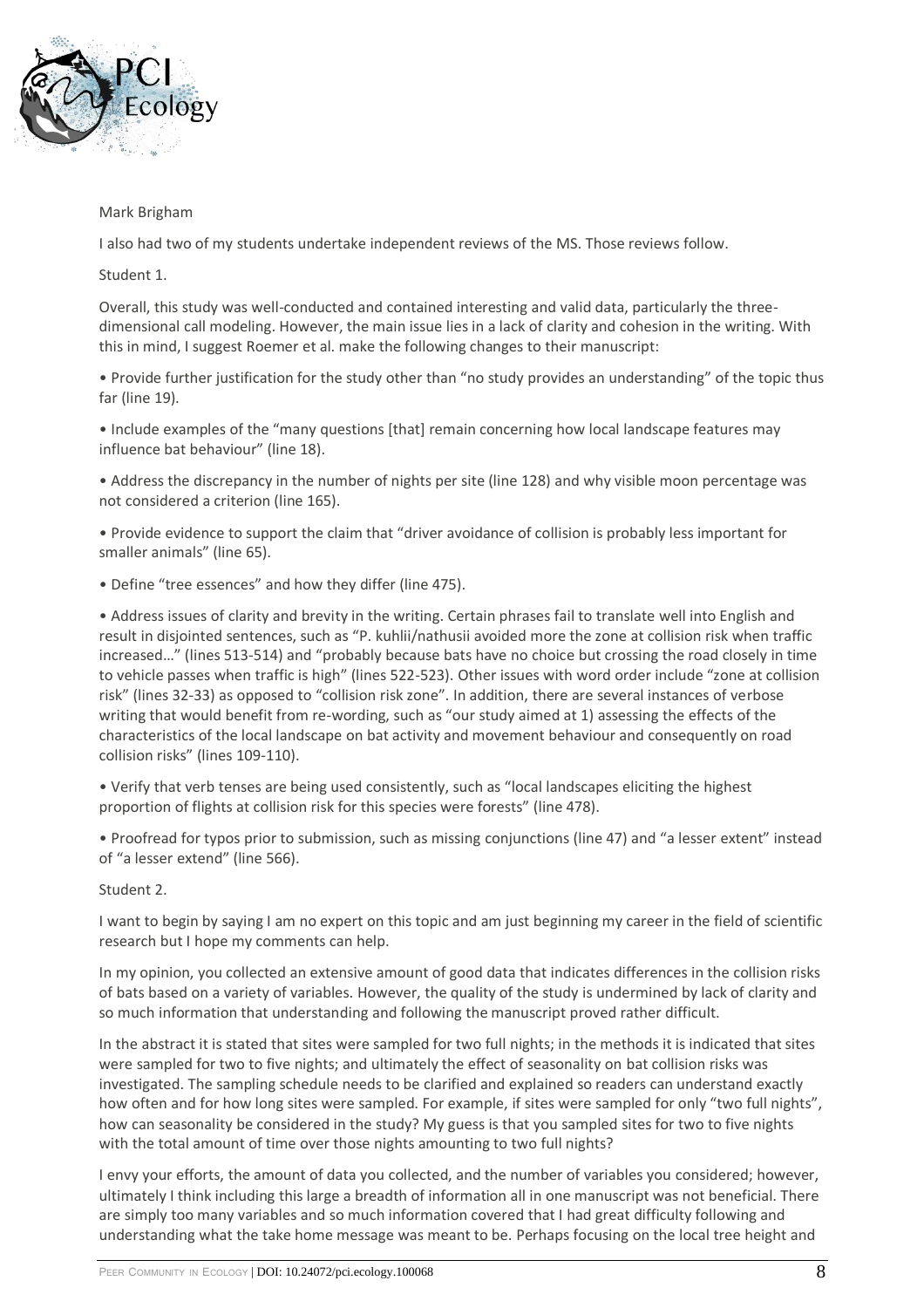Mark Brigham

I also had two of my students undertake independent reviews of the MS. Those reviews follow.

Student 1.

Overall, this study was well-conducted and contained interesting and valid data, particularly the three-dimensional call modeling. However, the main issue lies in a lack of clarity and cohesion in the writing. With this in mind, I suggest Roemer et al. make the following changes to their manuscript:

- Provide further justification for the study other than "no study provides an understanding" of the topic thus far (line 19).
- Include examples of the "many questions [that] remain concerning how local landscape features may influence bat behaviour" (line 18).
- Address the discrepancy in the number of nights per site (line 128) and why visible moon percentage was not considered a criterion (line 165).
- Provide evidence to support the claim that "driver avoidance of collision is probably less important for smaller animals" (line 65).
- Define "tree essences" and how they differ (line 475).
- Address issues of clarity and brevity in the writing. Certain phrases fail to translate well into English and result in disjointed sentences, such as "P. kuhlii/nathusii avoided more the zone at collision risk when traffic increased…" (lines 513-514) and "probably because bats have no choice but crossing the road closely in time to vehicle passes when traffic is high" (lines 522-523). Other issues with word order include "zone at collision risk" (lines 32-33) as opposed to "collision risk zone". In addition, there are several instances of verbose writing that would benefit from re-wording, such as "our study aimed at 1) assessing the effects of the characteristics of the local landscape on bat activity and movement behaviour and consequently on road collision risks" (lines 109-110).
- Verify that verb tenses are being used consistently, such as "local landscapes eliciting the highest proportion of flights at collision risk for this species were forests" (line 478).
- Proofread for typos prior to submission, such as missing conjunctions (line 47) and "a lesser extent" instead of "a lesser extend" (line 566).

Student 2.

I want to begin by saying I am no expert on this topic and am just beginning my career in the field of scientific research but I hope my comments can help.

In my opinion, you collected an extensive amount of good data that indicates differences in the collision risks of bats based on a variety of variables. However, the quality of the study is undermined by lack of clarity and so much information that understanding and following the manuscript proved rather difficult.

In the abstract it is stated that sites were sampled for two full nights; in the methods it is indicated that sites were sampled for two to five nights; and ultimately the effect of seasonality on bat collision risks was investigated. The sampling schedule needs to be clarified and explained so readers can understand exactly how often and for how long sites were sampled. For example, if sites were sampled for only "two full nights", how can seasonality be considered in the study? My guess is that you sampled sites for two to five nights with the total amount of time over those nights amounting to two full nights?

I envy your efforts, the amount of data you collected, and the number of variables you considered; however, ultimately I think including this large a breadth of information all in one manuscript was not beneficial. There are simply too many variables and so much information covered that I had great difficulty following and understanding what the take home message was meant to be. Perhaps focusing on the local tree height and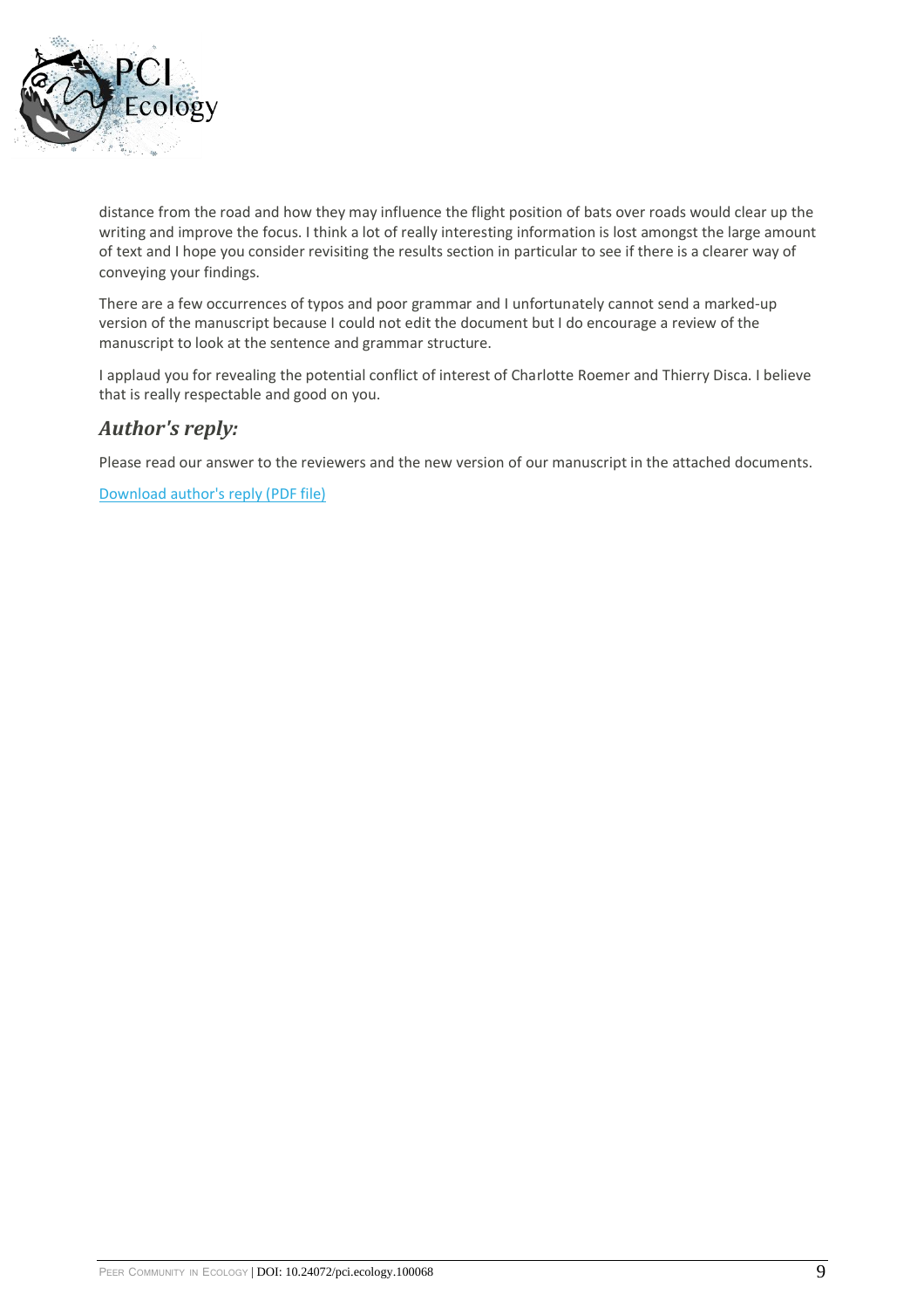distance from the road and how they may influence the flight position of bats over roads would clear up the writing and improve the focus. I think a lot of really interesting information is lost amongst the large amount of text and I hope you consider revisiting the results section in particular to see if there is a clearer way of conveying your findings.

There are a few occurrences of typos and poor grammar and I unfortunately cannot send a marked-up version of the manuscript because I could not edit the document but I do encourage a review of the manuscript to look at the sentence and grammar structure.

I applaud you for revealing the potential conflict of interest of Charlotte Roemer and Thierry Disca. I believe that is really respectable and good on you.

## *Author's reply:*

Please read our answer to the reviewers and the new version of our manuscript in the attached documents.

Download author's reply (PDF file)